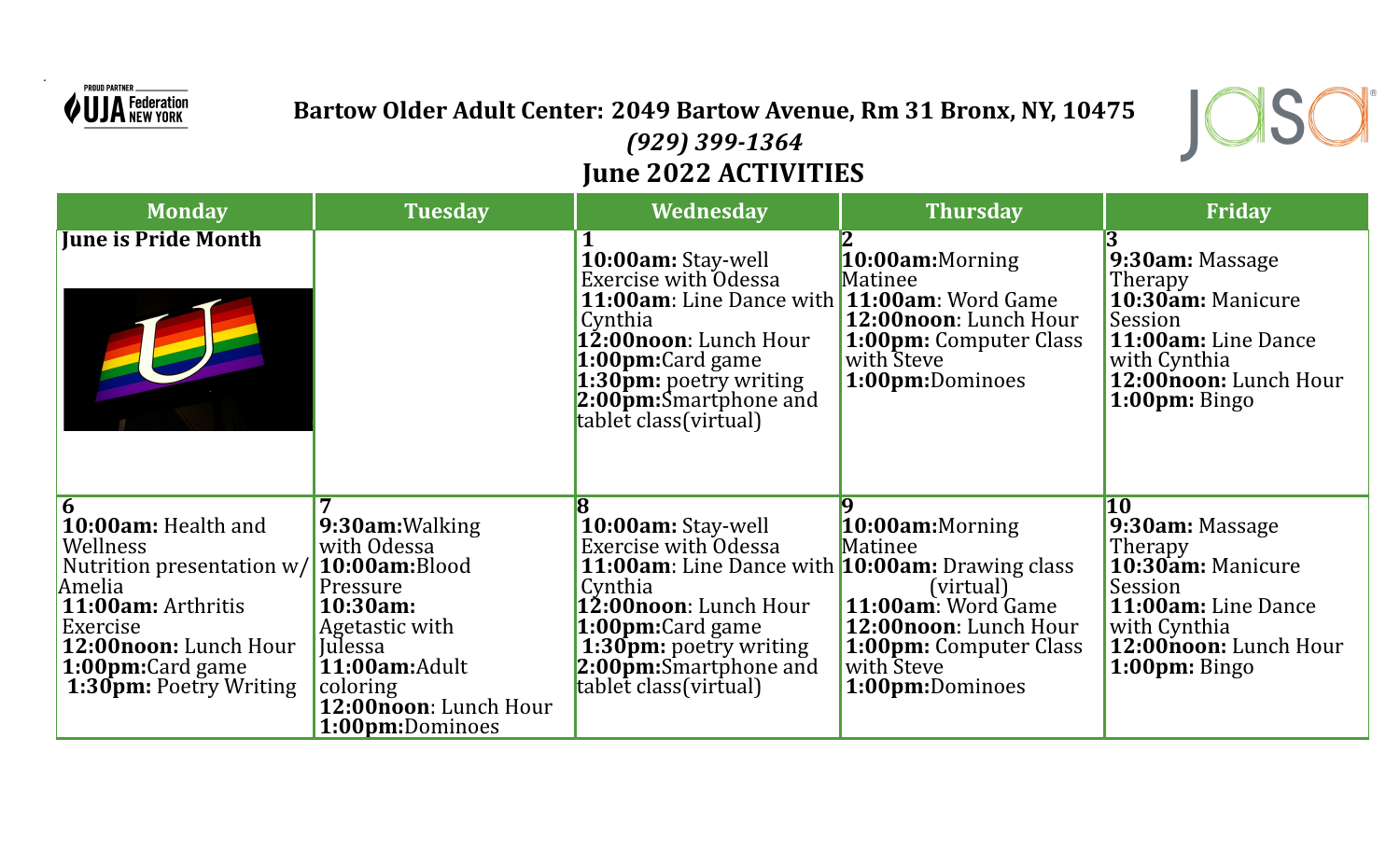**Bartow Older Adult Center: 2049 Bartow Avenue, Rm 31 Bronx, NY, 10475**

***(929) 399-1364***

# June 2022 ACTIVITIES

| Monday | Tuesday | Wednesday | Thursday | Friday |
|---|---|---|---|---|
| **June is Pride Month** | | **1**<br>**10:00am:** Stay-well Exercise with Odessa<br>**11:00am**: Line Dance with Cynthia<br>**12:00noon**: Lunch Hour<br>**1:00pm:**Card game<br>**1:30pm:** poetry writing<br>**2:00pm:**Smartphone and tablet class(virtual) | **2**<br>**10:00am:**Morning Matinee<br>**11:00am**: Word Game<br>**12:00noon**: Lunch Hour<br>**1:00pm:** Computer Class with Steve<br>**1:00pm:**Dominoes | **3**<br>**9:30am:** Massage Therapy<br>**10:30am:** Manicure Session<br>**11:00am:** Line Dance with Cynthia<br>**12:00noon:** Lunch Hour<br>**1:00pm:** Bingo |
| **6**<br>**10:00am:** Health and Wellness Nutrition presentation w/ Amelia<br>**11:00am:** Arthritis Exercise<br>**12:00noon:** Lunch Hour<br>**1:00pm:**Card game<br>**1:30pm:** Poetry Writing | **7**<br>**9:30am:**Walking with Odessa<br>**10:00am:**Blood Pressure<br>**10:30am:** Agetastic with Julessa<br>**11:00am:**Adult coloring<br>**12:00noon**: Lunch Hour<br>**1:00pm:**Dominoes | **8**<br>**10:00am:** Stay-well Exercise with Odessa<br>**11:00am**: Line Dance with Cynthia<br>**12:00noon**: Lunch Hour<br>**1:00pm:**Card game<br>**1:30pm:** poetry writing<br>**2:00pm:**Smartphone and tablet class(virtual) | **9**<br>**10:00am:**Morning Matinee<br>**10:00am:** Drawing class (virtual)<br>**11:00am**: Word Game<br>**12:00noon**: Lunch Hour<br>**1:00pm:** Computer Class with Steve<br>**1:00pm:**Dominoes | **10**<br>**9:30am:** Massage Therapy<br>**10:30am:** Manicure Session<br>**11:00am:** Line Dance with Cynthia<br>**12:00noon:** Lunch Hour<br>**1:00pm:** Bingo |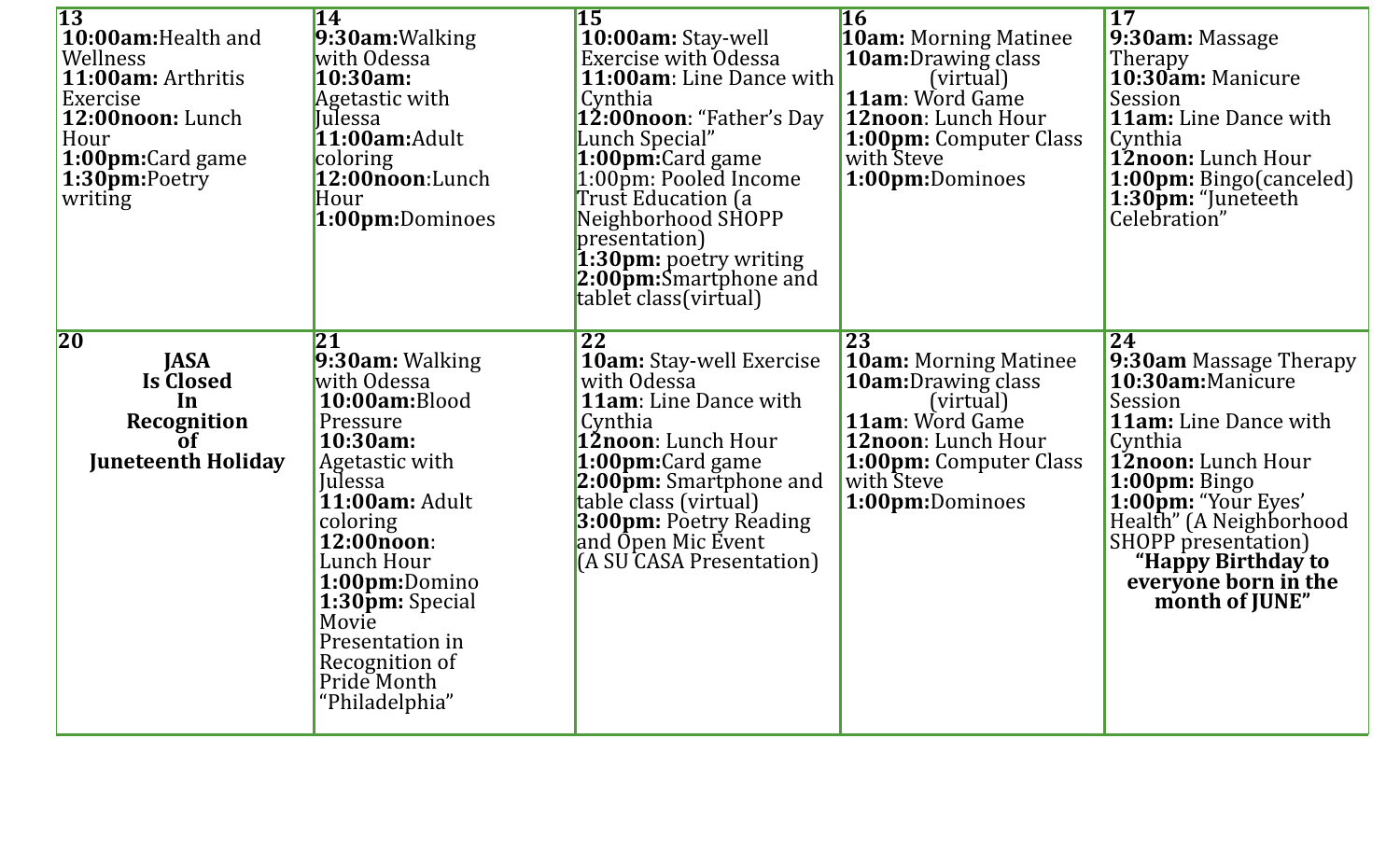| 13 | 14 | 15 | 16 | 17 |
|---|---|---|---|---|
| **10:00am:**Health and Wellness<br>**11:00am:** Arthritis Exercise<br>**12:00noon:** Lunch Hour<br>**1:00pm:**Card game<br>**1:30pm:**Poetry writing | **9:30am:**Walking with Odessa<br>**10:30am:** Agetastic with Julessa<br>**11:00am:**Adult coloring<br>**12:00noon**:Lunch Hour<br>**1:00pm:**Dominoes | **10:00am:** Stay-well Exercise with Odessa<br>**11:00am**: Line Dance with Cynthia<br>**12:00noon**: "Father's Day Lunch Special"<br>**1:00pm:**Card game<br>1:00pm: Pooled Income Trust Education (a Neighborhood SHOPP presentation)<br>**1:30pm:** poetry writing<br>**2:00pm:**Smartphone and tablet class(virtual) | **10am:** Morning Matinee<br>**10am:**Drawing class (virtual)<br>**11am**: Word Game<br>**12noon**: Lunch Hour<br>**1:00pm:** Computer Class with Steve<br>**1:00pm:**Dominoes | **9:30am:** Massage Therapy<br>**10:30am:** Manicure Session<br>**11am:** Line Dance with Cynthia<br>**12noon:** Lunch Hour<br>**1:00pm:** Bingo(canceled)<br>**1:30pm:** "Juneteeth Celebration" |
| **20** | **21** | **22** | **23** | **24** |
| **JASA Is Closed In Recognition of Juneteenth Holiday** | **9:30am:** Walking with Odessa<br>**10:00am:**Blood Pressure<br>**10:30am:** Agetastic with Julessa<br>**11:00am:** Adult coloring<br>**12:00noon**: Lunch Hour<br>**1:00pm:**Domino<br>**1:30pm:** Special Movie Presentation in Recognition of Pride Month "Philadelphia" | **10am:** Stay-well Exercise with Odessa<br>**11am**: Line Dance with Cynthia<br>**12noon**: Lunch Hour<br>**1:00pm:**Card game<br>**2:00pm:** Smartphone and table class (virtual)<br>**3:00pm:** Poetry Reading and Open Mic Event (A SU CASA Presentation) | **10am:** Morning Matinee<br>**10am:**Drawing class (virtual)<br>**11am**: Word Game<br>**12noon**: Lunch Hour<br>**1:00pm:** Computer Class with Steve<br>**1:00pm:**Dominoes | **9:30am** Massage Therapy<br>**10:30am:**Manicure Session<br>**11am:** Line Dance with Cynthia<br>**12noon:** Lunch Hour<br>**1:00pm:** Bingo<br>**1:00pm:** "Your Eyes' Health" (A Neighborhood SHOPP presentation)<br>**"Happy Birthday to everyone born in the month of JUNE"** |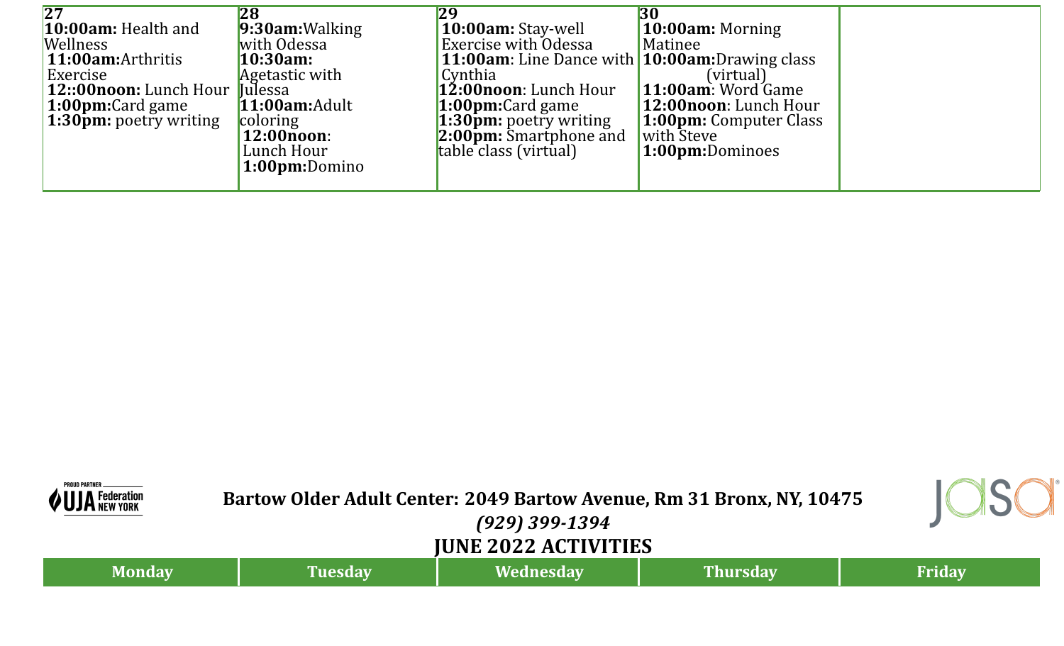| 27 | 28 | 29 | 30 | |
|---|---|---|---|---|
| **10:00am:** Health and Wellness<br>**11:00am:**Arthritis Exercise<br>**12::00noon:** Lunch Hour<br>**1:00pm:**Card game<br>**1:30pm:** poetry writing | **9:30am:**Walking with Odessa<br>**10:30am:** Agetastic with Julessa<br>**11:00am:**Adult coloring<br>**12:00noon**: Lunch Hour<br>**1:00pm:**Domino | **10:00am:** Stay-well Exercise with Odessa<br>**11:00am**: Line Dance with Cynthia<br>**12:00noon**: Lunch Hour<br>**1:00pm:**Card game<br>**1:30pm:** poetry writing<br>**2:00pm:** Smartphone and table class (virtual) | **10:00am:** Morning Matinee<br>**10:00am:**Drawing class (virtual)<br>**11:00am**: Word Game<br>**12:00noon**: Lunch Hour<br>**1:00pm:** Computer Class with Steve<br>**1:00pm:**Dominoes | |

PROUD PARTNER UJA Federation NEW YORK

**Bartow Older Adult Center: 2049 Bartow Avenue, Rm 31 Bronx, NY, 10475**

***(929) 399-1394***

**JUNE 2022 ACTIVITIES**

jasa

| Monday | Tuesday | Wednesday | Thursday | Friday |
|---|---|---|---|---|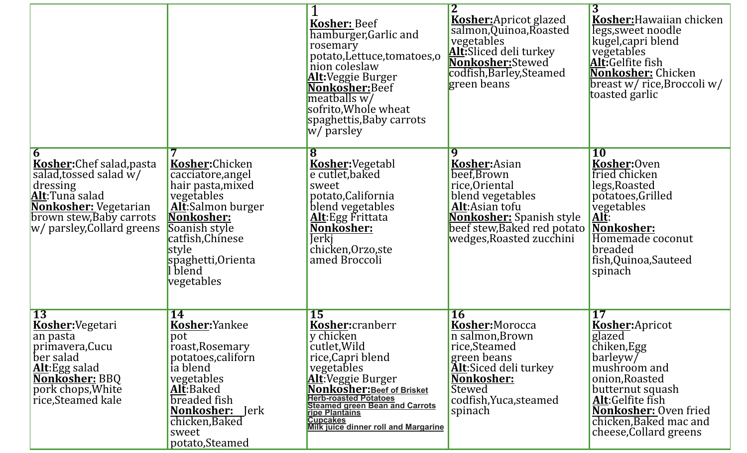| | | | | |
|---|---|---|---|---|
| | | 1 **Kosher:** Beef hamburger,Garlic and rosemary potato,Lettuce,tomatoes,onion coleslaw **Alt:**Veggie Burger **Nonkosher:**Beef meatballs w/ sofrito,Whole wheat spaghettis,Baby carrots w/ parsley | 2 **Kosher:**Apricot glazed salmon,Quinoa,Roasted vegetables **Alt:**Sliced deli turkey **Nonkosher:**Stewed codfish,Barley,Steamed green beans | 3 **Kosher:**Hawaiian chicken legs,sweet noodle kugel,capri blend vegetables **Alt:**Gelfite fish **Nonkosher:** Chicken breast w/ rice,Broccoli w/ toasted garlic |
| 6 **Kosher:**Chef salad,pasta salad,tossed salad w/ dressing **Alt**:Tuna salad **Nonkosher:** Vegetarian brown stew,Baby carrots w/ parsley,Collard greens | 7 **Kosher:**Chicken cacciatore,angel hair pasta,mixed vegetables **Alt**:Salmon burger **Nonkosher:** Soanish style catfish,Chinese style spaghetti,Oriental blend vegetables | 8 **Kosher:**Vegetable cutlet,baked sweet potato,California blend vegetables **Alt**:Egg Frittata **Nonkosher:** Jerkj chicken,Orzo,steamed Broccoli | 9 **Kosher:**Asian beef,Brown rice,Oriental blend vegetables **Alt**:Asian tofu **Nonkosher:** Spanish style beef stew,Baked red potato wedges,Roasted zucchini | 10 **Kosher:**Oven fried chicken legs,Roasted potatoes,Grilled vegetables **Alt**: **Nonkosher:** Homemade coconut breaded fish,Quinoa,Sauteed spinach |
| 13 **Kosher:**Vegetarian pasta primavera,Cucuber salad **Alt**:Egg salad **Nonkosher:** BBQ pork chops,White rice,Steamed kale | 14 **Kosher:**Yankee pot roast,Rosemary potatoes,california blend vegetables **Alt**:Baked breaded fish **Nonkosher:** Jerk chicken,Baked sweet potato,Steamed | 15 **Kosher:**cranberry chicken cutlet,Wild rice,Capri blend vegetables **Alt**:Veggie Burger **Nonkosher:Beef of Brisket Herb-roasted Potatoes Steamed green Bean and Carrots ripe Plantains Cupcakes Milk juice dinner roll and Margarine** | 16 **Kosher:**Moroccan salmon,Brown rice,Steamed green beans **Alt**:Siced deli turkey **Nonkosher:** Stewed codfish,Yuca,steamed spinach | 17 **Kosher:**Apricot glazed chiken,Egg barleyw/ mushroom and onion,Roasted butternut squash **Alt**:Gelfite fish **Nonkosher:** Oven fried chicken,Baked mac and cheese,Collard greens |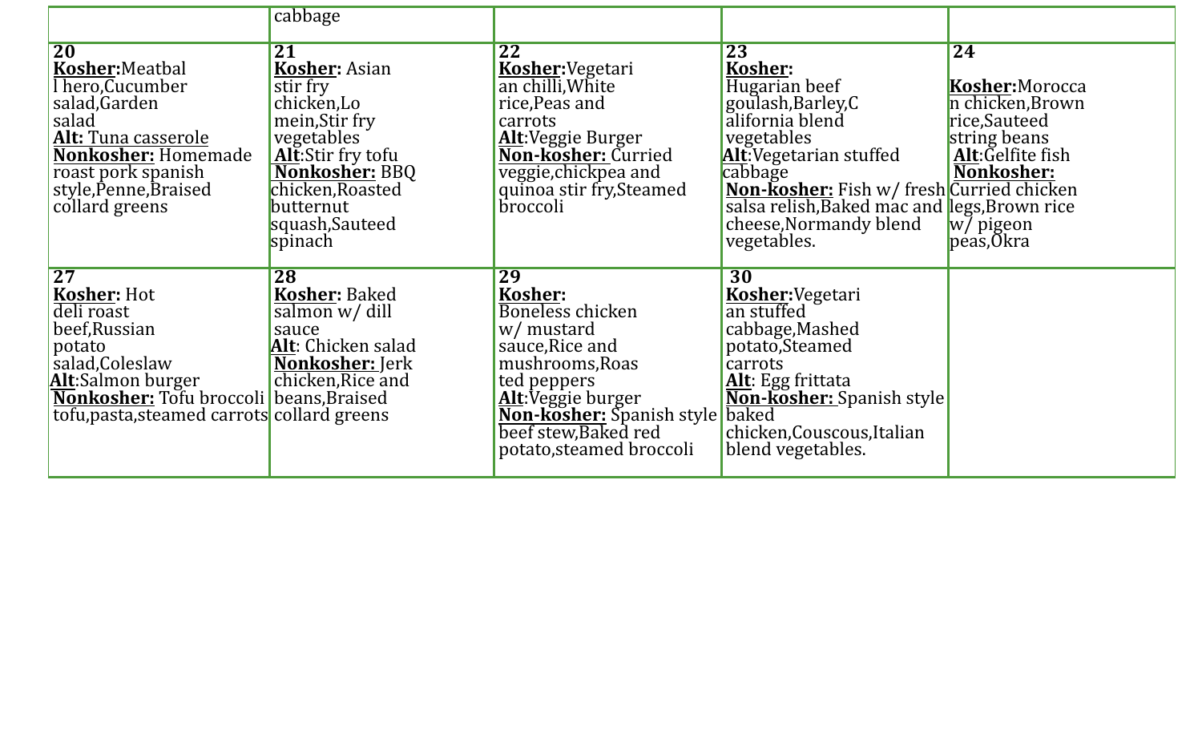|  |  |  |  |  |
|---|---|---|---|---|
|  | cabbage |  |  |  |
| 20 **Kosher:**Meatball hero,Cucumber salad,Garden salad **Alt:** Tuna casserole **Nonkosher:** Homemade roast pork spanish style,Penne,Braised collard greens | 21 **Kosher:** Asian stir fry chicken,Lo mein,Stir fry vegetables **Alt**:Stir fry tofu **Nonkosher:** BBQ chicken,Roasted butternut squash,Sauteed spinach | 22 **Kosher:**Vegetarian chilli,White rice,Peas and carrots **Alt**:Veggie Burger **Non-kosher:** Curried veggie,chickpea and quinoa stir fry,Steamed broccoli | 23 **Kosher:** Hugarian beef goulash,Barley,California blend vegetables **Alt**:Vegetarian stuffed cabbage **Non-kosher:** Fish w/ fresh salsa relish,Baked mac and cheese,Normandy blend vegetables. | 24 **Kosher:**Moroccan chicken,Brown rice,Sauteed string beans **Alt**:Gelfite fish **Nonkosher:** Curried chicken legs,Brown rice w/ pigeon peas,Okra |
| 27 **Kosher:** Hot deli roast beef,Russian potato salad,Coleslaw **Alt**:Salmon burger **Nonkosher:** Tofu broccoli tofu,pasta,steamed carrots | 28 **Kosher:** Baked salmon w/ dill sauce **Alt**: Chicken salad **Nonkosher:** Jerk chicken,Rice and beans,Braised collard greens | 29 **Kosher:** Boneless chicken w/ mustard sauce,Rice and mushrooms,Roasted peppers **Alt**:Veggie burger **Non-kosher:** Spanish style beef stew,Baked red potato,steamed broccoli | 30 **Kosher:**Vegetarian stuffed cabbage,Mashed potato,Steamed carrots **Alt**: Egg frittata **Non-kosher:** Spanish style baked chicken,Couscous,Italian blend vegetables. |  |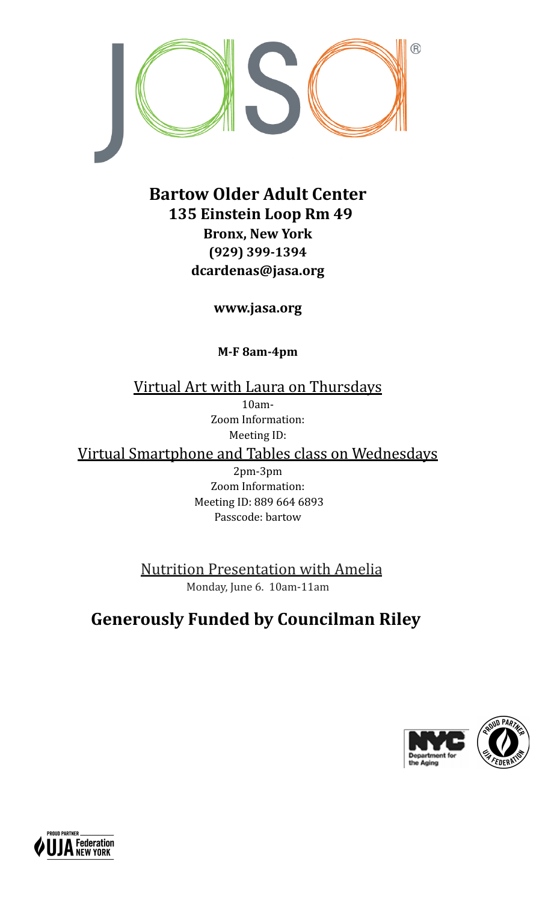# Bartow Older Adult Center

## 135 Einstein Loop Rm 49

**Bronx, New York**

**(929) 399-1394**

**dcardenas@jasa.org**

**www.jasa.org**

**M-F 8am-4pm**

<u>Virtual Art with Laura on Thursdays</u>

10am-

Zoom Information:

Meeting ID:

<u>Virtual Smartphone and Tables class on Wednesdays</u>

2pm-3pm

Zoom Information:

Meeting ID: 889 664 6893

Passcode: bartow

<u>Nutrition Presentation with Amelia</u>

Monday, June 6. 10am-11am

## Generously Funded by Councilman Riley